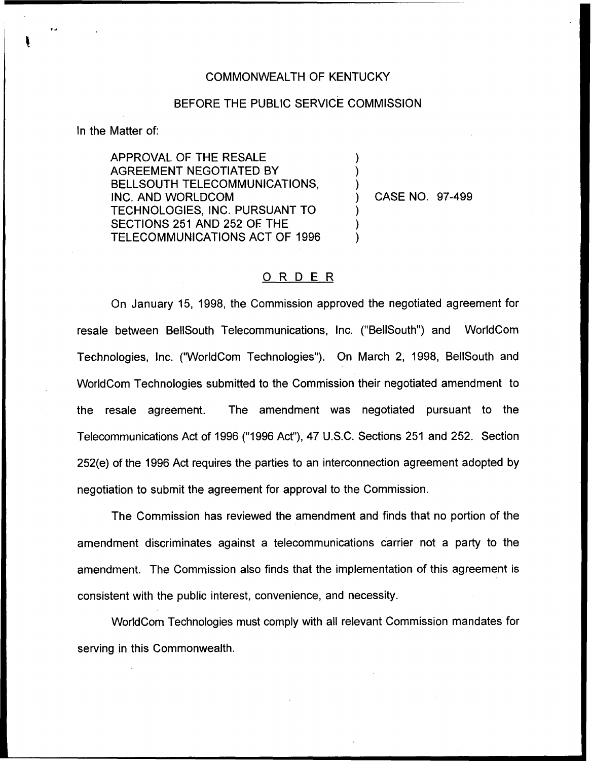COMMONWEALTH OF KENTUCKY

BEFORE THE PUBLIC SERVICE COMMISSION

In the Matter of:

APPROVAL OF THE RESALE AGREEMENT NEGOTIATED BY BELLSOUTH TELECOMMUNICATIONS, INC. AND WORLDCOM TECHNOLOGIES, INC. PURSUANT TO SECTIONS 251 AND 252 OF THE TELECOMMUNICATIONS ACT OF 1996 ) CASE NO. 97-499

# ORDER

On January 15, 1998, the Commission approved the negotiated agreement for resale between BellSouth Telecommunications, Inc. ("BellSouth") and WorldCom Technologies, Inc. ("WorldCom Technologies"). On March 2, 1998, BellSouth and WorldCom Technologies submitted to the Commission their negotiated amendment to the resale agreement. The amendment was negotiated pursuant to the Telecommunications Act of 1996 ("1996 Act"), 47 U.S.C. Sections 251 and 252. Section 252(e) of the 1996 Act requires the parties to an interconnection agreement adopted by negotiation to submit the agreement for approval to the Commission.

The Commission has reviewed the amendment and finds that no portion of the amendment discriminates against a telecommunications carrier not a party to the amendment. The Commission also finds that the implementation of this agreement is consistent with the public interest, convenience, and necessity.

WorldCom Technologies must comply with all relevant Commission mandates for serving in this Commonwealth.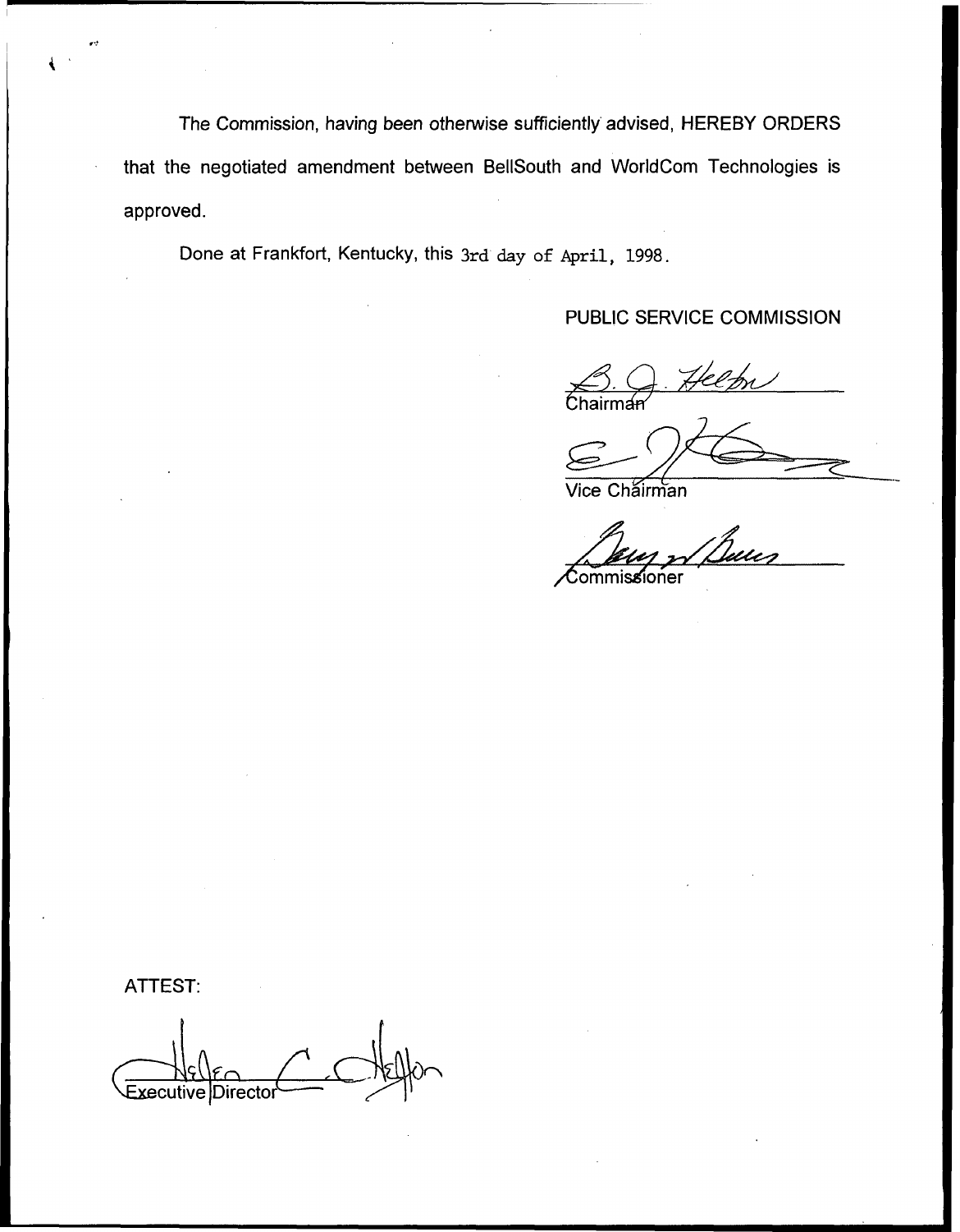The Commission, having been otherwise sufficiently advised, HEREBY ORDERS that the negotiated amendment between BellSouth and WorldCom Technologies is approved.

Done at Frankfort, Kentucky, this 3rd day of April, 1998.

PUBLIC SERVICE COMMISSION

Chairman

Vice Chairman

Commissioner

ATTEST:

Executive Director